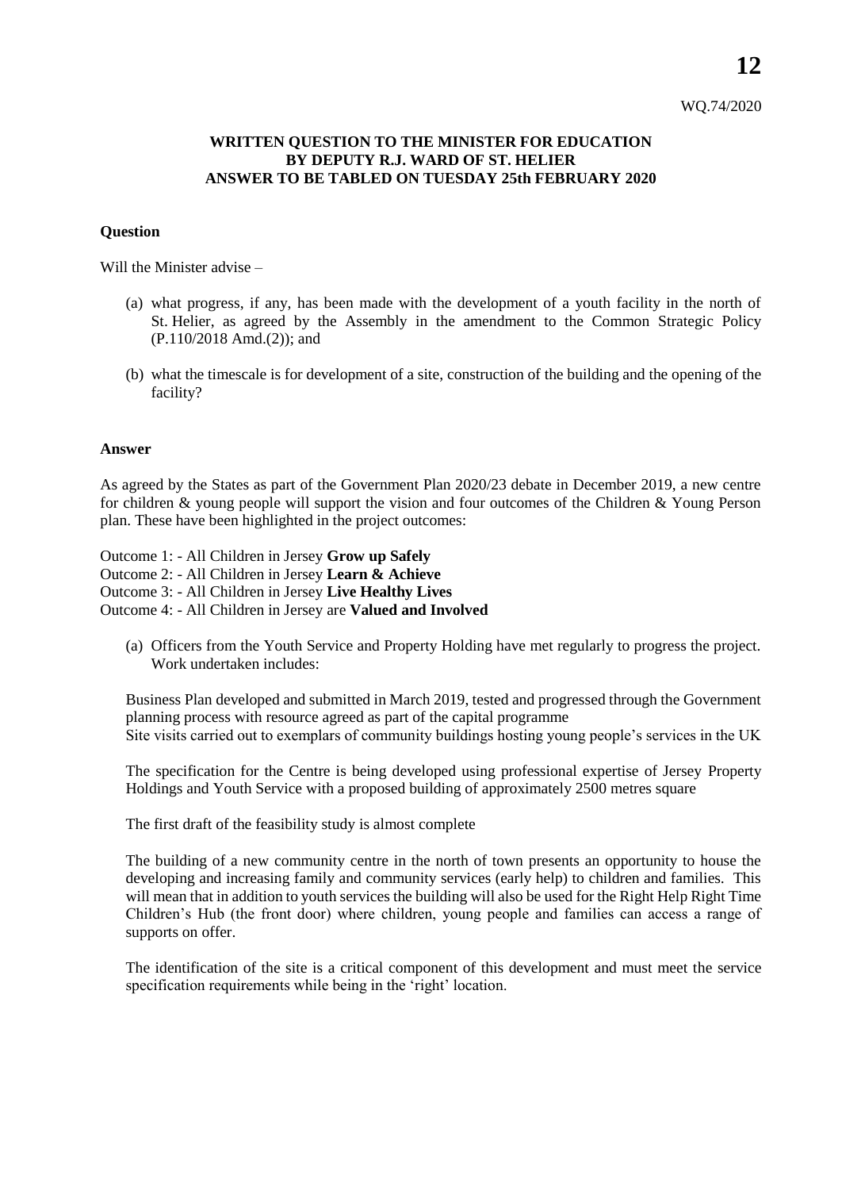WQ.74/2020

**WRITTEN QUESTION TO THE MINISTER FOR EDUCATION BY DEPUTY R.J. WARD OF ST. HELIER ANSWER TO BE TABLED ON TUESDAY 25th FEBRUARY 2020**

**Question**

Will the Minister advise –

(a) what progress, if any, has been made with the development of a youth facility in the north of St. Helier, as agreed by the Assembly in the amendment to the Common Strategic Policy (P.110/2018 Amd.(2)); and

(b) what the timescale is for development of a site, construction of the building and the opening of the facility?

**Answer**

As agreed by the States as part of the Government Plan 2020/23 debate in December 2019, a new centre for children & young people will support the vision and four outcomes of the Children & Young Person plan. These have been highlighted in the project outcomes:

Outcome 1: - All Children in Jersey **Grow up Safely**
Outcome 2: - All Children in Jersey **Learn & Achieve**
Outcome 3: - All Children in Jersey **Live Healthy Lives**
Outcome 4: - All Children in Jersey are **Valued and Involved**

(a) Officers from the Youth Service and Property Holding have met regularly to progress the project. Work undertaken includes:

Business Plan developed and submitted in March 2019, tested and progressed through the Government planning process with resource agreed as part of the capital programme
Site visits carried out to exemplars of community buildings hosting young people's services in the UK

The specification for the Centre is being developed using professional expertise of Jersey Property Holdings and Youth Service with a proposed building of approximately 2500 metres square

The first draft of the feasibility study is almost complete

The building of a new community centre in the north of town presents an opportunity to house the developing and increasing family and community services (early help) to children and families. This will mean that in addition to youth services the building will also be used for the Right Help Right Time Children's Hub (the front door) where children, young people and families can access a range of supports on offer.

The identification of the site is a critical component of this development and must meet the service specification requirements while being in the 'right' location.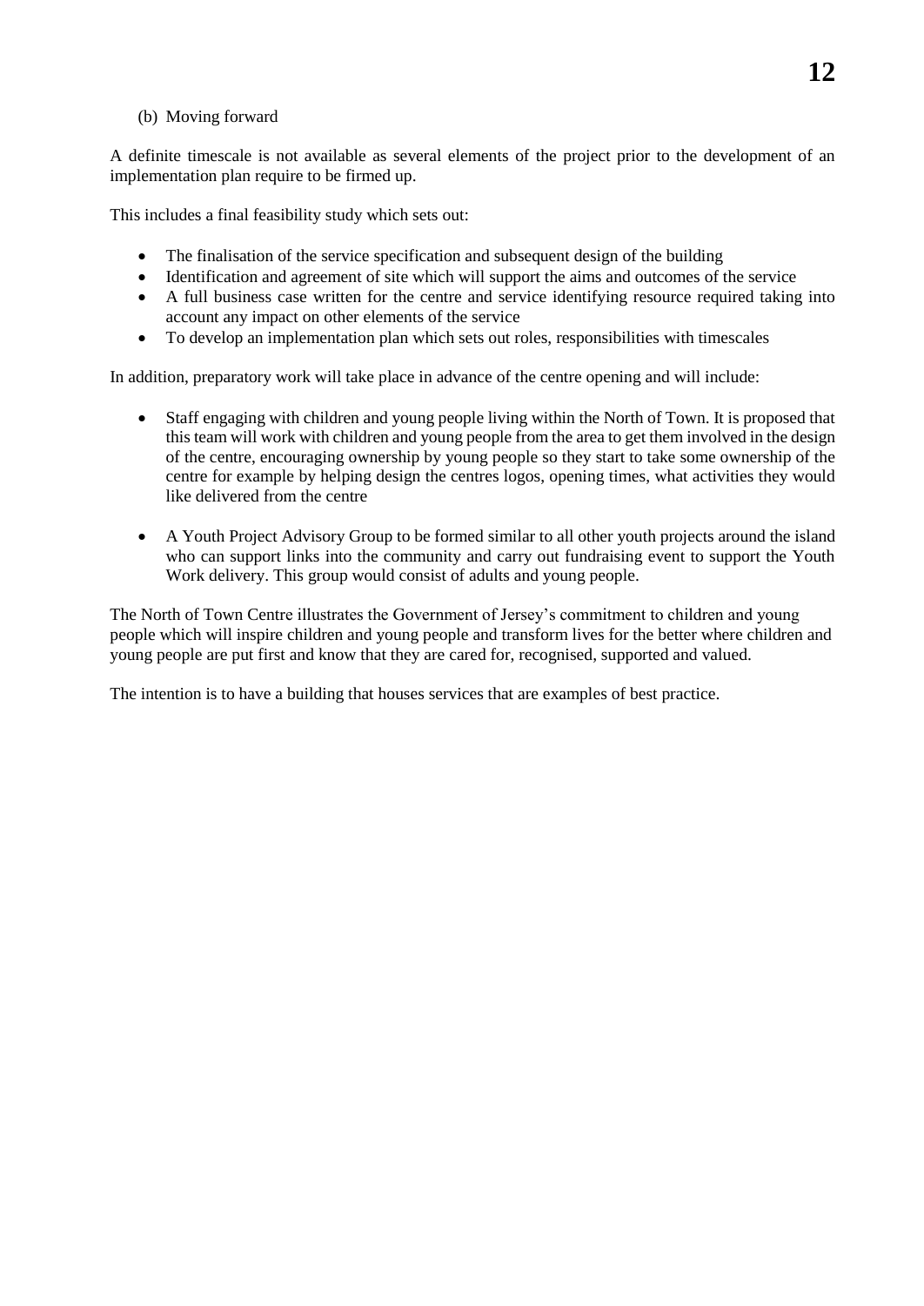(b) Moving forward

A definite timescale is not available as several elements of the project prior to the development of an implementation plan require to be firmed up.

This includes a final feasibility study which sets out:

- The finalisation of the service specification and subsequent design of the building
- Identification and agreement of site which will support the aims and outcomes of the service
- A full business case written for the centre and service identifying resource required taking into account any impact on other elements of the service
- To develop an implementation plan which sets out roles, responsibilities with timescales

In addition, preparatory work will take place in advance of the centre opening and will include:

- Staff engaging with children and young people living within the North of Town. It is proposed that this team will work with children and young people from the area to get them involved in the design of the centre, encouraging ownership by young people so they start to take some ownership of the centre for example by helping design the centres logos, opening times, what activities they would like delivered from the centre

- A Youth Project Advisory Group to be formed similar to all other youth projects around the island who can support links into the community and carry out fundraising event to support the Youth Work delivery. This group would consist of adults and young people.

The North of Town Centre illustrates the Government of Jersey's commitment to children and young people which will inspire children and young people and transform lives for the better where children and young people are put first and know that they are cared for, recognised, supported and valued.

The intention is to have a building that houses services that are examples of best practice.